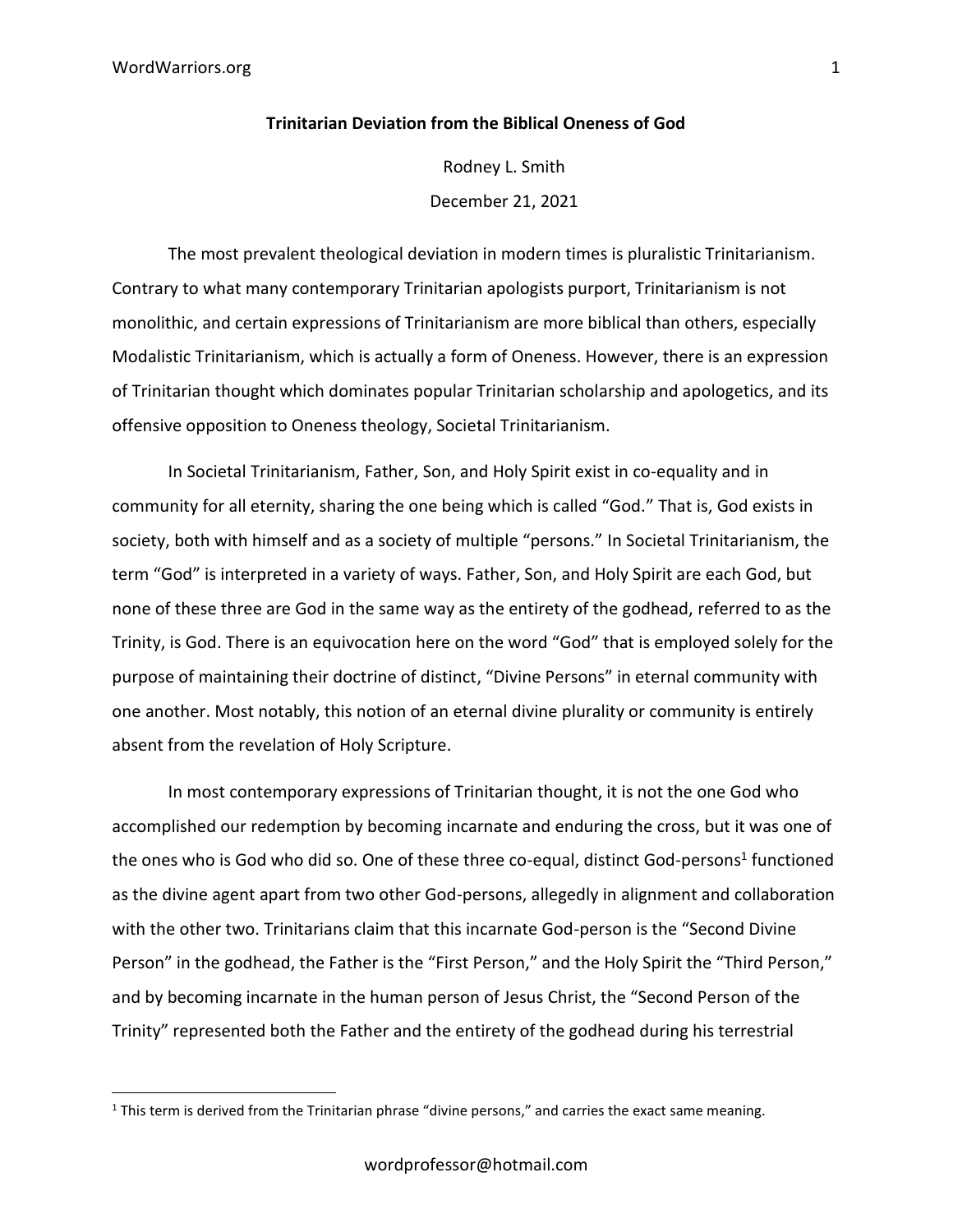**Trinitarian Deviation from the Biblical Oneness of God**

Rodney L. Smith

December 21, 2021

The most prevalent theological deviation in modern times is pluralistic Trinitarianism. Contrary to what many contemporary Trinitarian apologists purport, Trinitarianism is not monolithic, and certain expressions of Trinitarianism are more biblical than others, especially Modalistic Trinitarianism, which is actually a form of Oneness. However, there is an expression of Trinitarian thought which dominates popular Trinitarian scholarship and apologetics, and its offensive opposition to Oneness theology, Societal Trinitarianism.

In Societal Trinitarianism, Father, Son, and Holy Spirit exist in co-equality and in community for all eternity, sharing the one being which is called "God." That is, God exists in society, both with himself and as a society of multiple "persons." In Societal Trinitarianism, the term "God" is interpreted in a variety of ways. Father, Son, and Holy Spirit are each God, but none of these three are God in the same way as the entirety of the godhead, referred to as the Trinity, is God. There is an equivocation here on the word "God" that is employed solely for the purpose of maintaining their doctrine of distinct, "Divine Persons" in eternal community with one another. Most notably, this notion of an eternal divine plurality or community is entirely absent from the revelation of Holy Scripture.

In most contemporary expressions of Trinitarian thought, it is not the one God who accomplished our redemption by becoming incarnate and enduring the cross, but it was one of the ones who is God who did so. One of these three co-equal, distinct God-persons[1] functioned as the divine agent apart from two other God-persons, allegedly in alignment and collaboration with the other two. Trinitarians claim that this incarnate God-person is the "Second Divine Person" in the godhead, the Father is the "First Person," and the Holy Spirit the "Third Person," and by becoming incarnate in the human person of Jesus Christ, the "Second Person of the Trinity" represented both the Father and the entirety of the godhead during his terrestrial

---

[1] This term is derived from the Trinitarian phrase "divine persons," and carries the exact same meaning.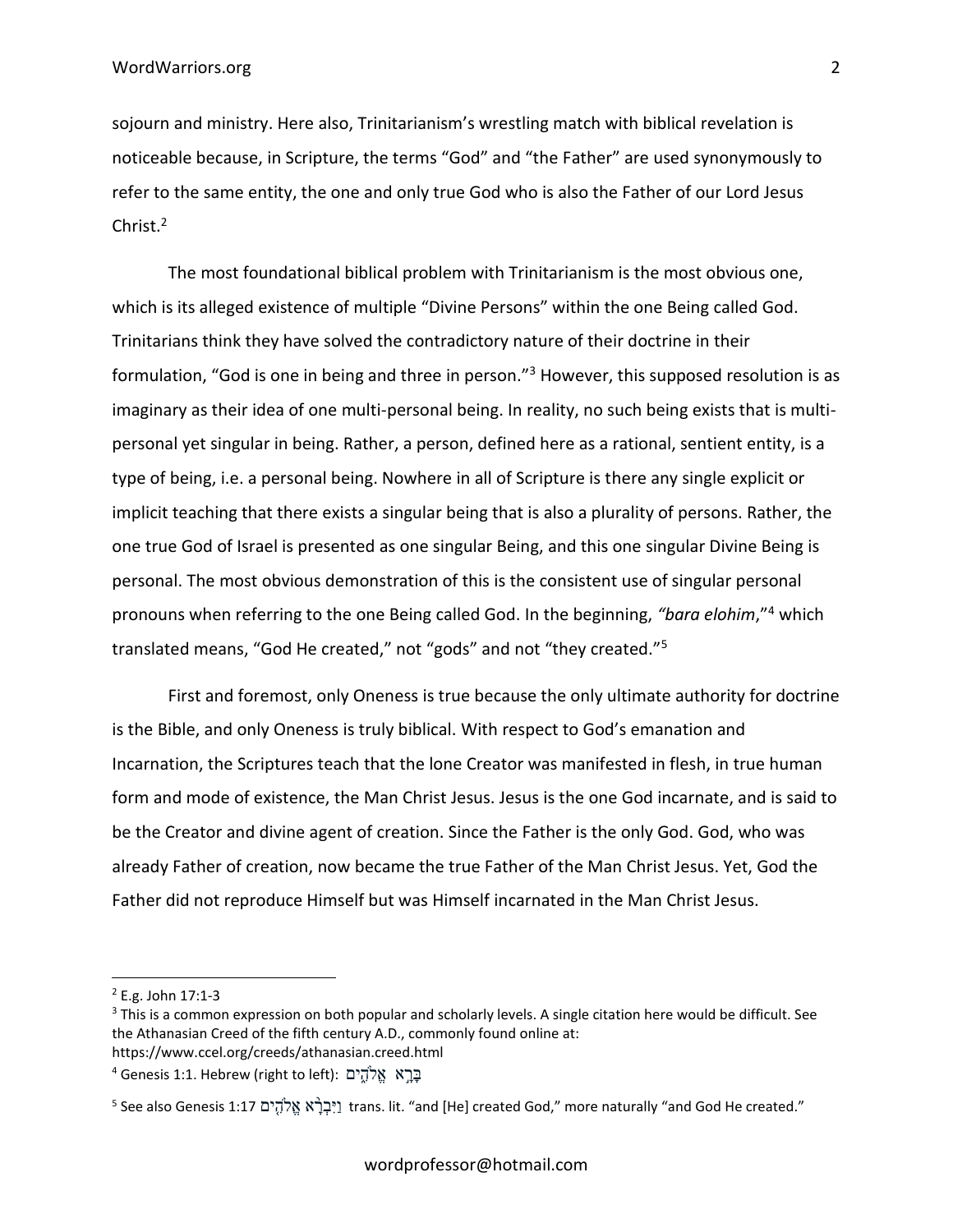sojourn and ministry. Here also, Trinitarianism's wrestling match with biblical revelation is noticeable because, in Scripture, the terms "God" and "the Father" are used synonymously to refer to the same entity, the one and only true God who is also the Father of our Lord Jesus Christ.[2]

The most foundational biblical problem with Trinitarianism is the most obvious one, which is its alleged existence of multiple "Divine Persons" within the one Being called God. Trinitarians think they have solved the contradictory nature of their doctrine in their formulation, "God is one in being and three in person."[3] However, this supposed resolution is as imaginary as their idea of one multi-personal being. In reality, no such being exists that is multi-personal yet singular in being. Rather, a person, defined here as a rational, sentient entity, is a type of being, i.e. a personal being. Nowhere in all of Scripture is there any single explicit or implicit teaching that there exists a singular being that is also a plurality of persons. Rather, the one true God of Israel is presented as one singular Being, and this one singular Divine Being is personal. The most obvious demonstration of this is the consistent use of singular personal pronouns when referring to the one Being called God. In the beginning, *"bara elohim*,"[4] which translated means, "God He created," not "gods" and not "they created."[5]

First and foremost, only Oneness is true because the only ultimate authority for doctrine is the Bible, and only Oneness is truly biblical. With respect to God's emanation and Incarnation, the Scriptures teach that the lone Creator was manifested in flesh, in true human form and mode of existence, the Man Christ Jesus. Jesus is the one God incarnate, and is said to be the Creator and divine agent of creation. Since the Father is the only God. God, who was already Father of creation, now became the true Father of the Man Christ Jesus. Yet, God the Father did not reproduce Himself but was Himself incarnated in the Man Christ Jesus.

---

[2] E.g. John 17:1-3

[3] This is a common expression on both popular and scholarly levels. A single citation here would be difficult. See the Athanasian Creed of the fifth century A.D., commonly found online at: https://www.ccel.org/creeds/athanasian.creed.html

[4] Genesis 1:1. Hebrew (right to left): בָּרָא אֱלֹהִים

[5] See also Genesis 1:17 וַיִּבְרָא אֱלֹהִים trans. lit. "and [He] created God," more naturally "and God He created."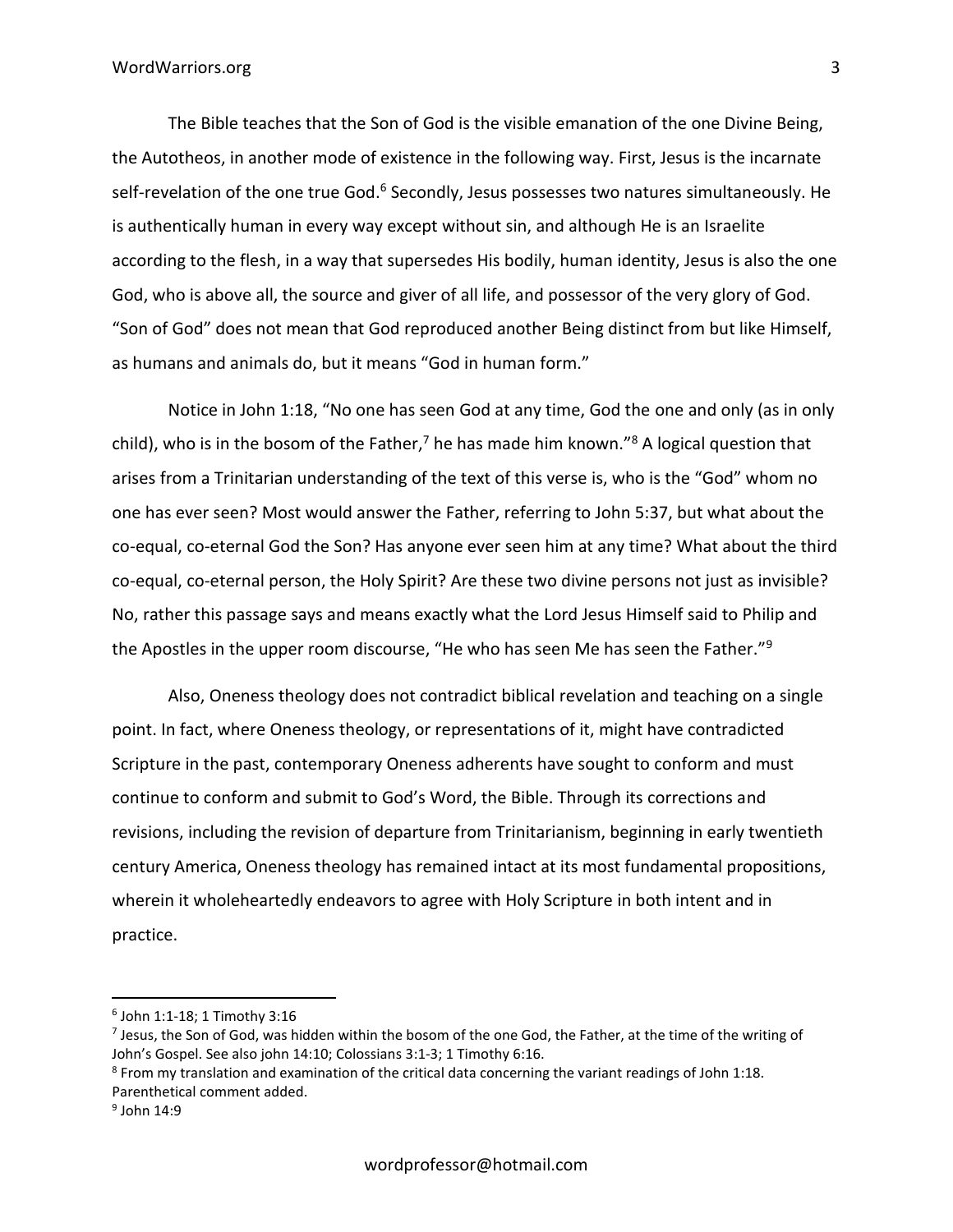The Bible teaches that the Son of God is the visible emanation of the one Divine Being, the Autotheos, in another mode of existence in the following way. First, Jesus is the incarnate self-revelation of the one true God.[6] Secondly, Jesus possesses two natures simultaneously. He is authentically human in every way except without sin, and although He is an Israelite according to the flesh, in a way that supersedes His bodily, human identity, Jesus is also the one God, who is above all, the source and giver of all life, and possessor of the very glory of God. "Son of God" does not mean that God reproduced another Being distinct from but like Himself, as humans and animals do, but it means "God in human form."

Notice in John 1:18, "No one has seen God at any time, God the one and only (as in only child), who is in the bosom of the Father,[7] he has made him known."[8] A logical question that arises from a Trinitarian understanding of the text of this verse is, who is the "God" whom no one has ever seen? Most would answer the Father, referring to John 5:37, but what about the co-equal, co-eternal God the Son? Has anyone ever seen him at any time? What about the third co-equal, co-eternal person, the Holy Spirit? Are these two divine persons not just as invisible? No, rather this passage says and means exactly what the Lord Jesus Himself said to Philip and the Apostles in the upper room discourse, "He who has seen Me has seen the Father."[9]

Also, Oneness theology does not contradict biblical revelation and teaching on a single point. In fact, where Oneness theology, or representations of it, might have contradicted Scripture in the past, contemporary Oneness adherents have sought to conform and must continue to conform and submit to God's Word, the Bible. Through its corrections and revisions, including the revision of departure from Trinitarianism, beginning in early twentieth century America, Oneness theology has remained intact at its most fundamental propositions, wherein it wholeheartedly endeavors to agree with Holy Scripture in both intent and in practice.

---

[6] John 1:1-18; 1 Timothy 3:16

[7] Jesus, the Son of God, was hidden within the bosom of the one God, the Father, at the time of the writing of John's Gospel. See also john 14:10; Colossians 3:1-3; 1 Timothy 6:16.

[8] From my translation and examination of the critical data concerning the variant readings of John 1:18. Parenthetical comment added.

[9] John 14:9